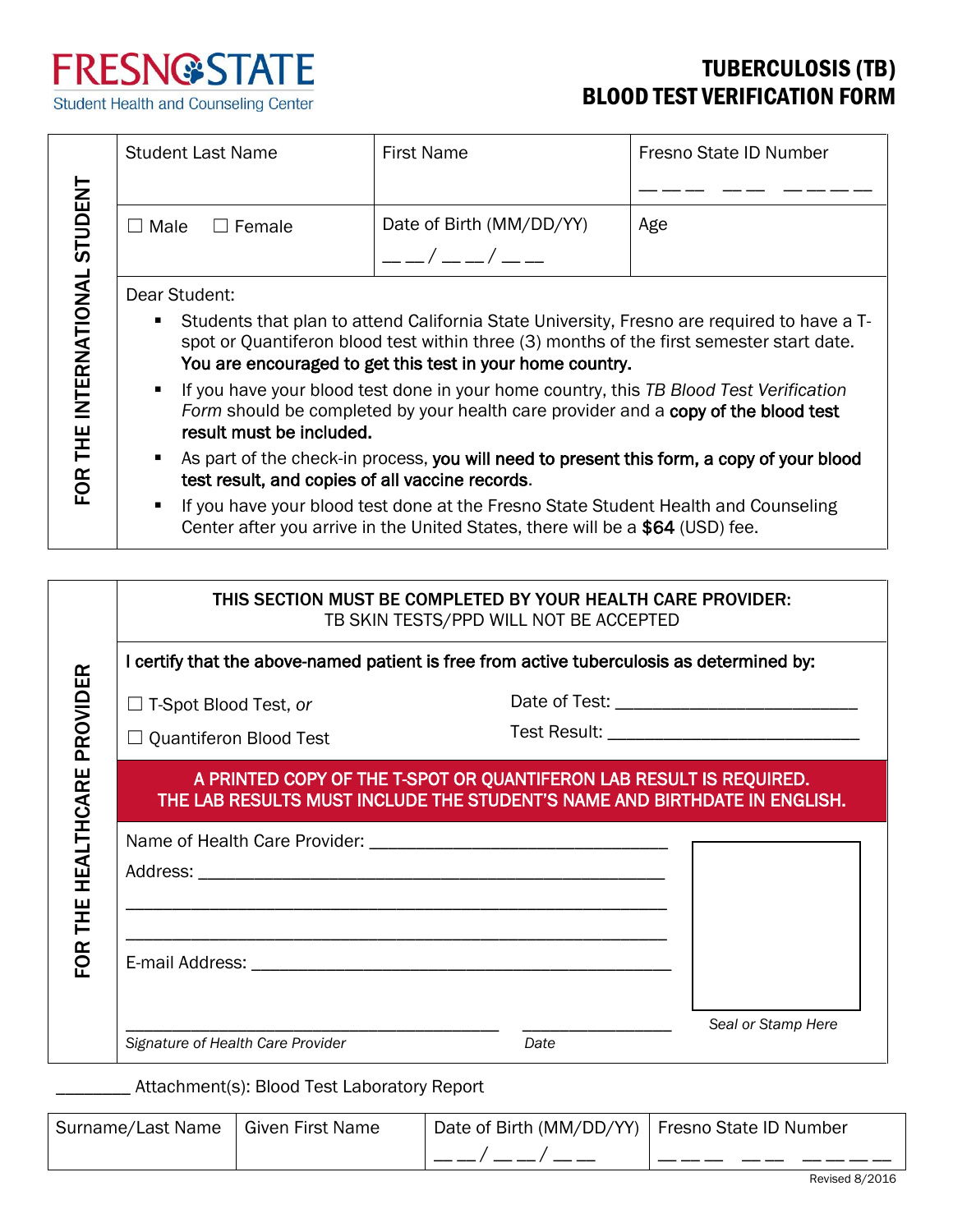FRESNO STATE
Student Health and Counseling Center

# TUBERCULOSIS (TB) BLOOD TEST VERIFICATION FORM

**FOR THE INTERNATIONAL STUDENT**

| Student Last Name | First Name | Fresno State ID Number<br>___ __ _____ |
|---|---|---|
| ☐ Male ☐ Female | Date of Birth (MM/DD/YY)<br>__/__/__ | Age |

Dear Student:

- Students that plan to attend California State University, Fresno are required to have a T-spot or Quantiferon blood test within three (3) months of the first semester start date. **You are encouraged to get this test in your home country.**
- If you have your blood test done in your home country, this *TB Blood Test Verification Form* should be completed by your health care provider and a **copy of the blood test result must be included.**
- As part of the check-in process, **you will need to present this form, a copy of your blood test result, and copies of all vaccine records**.
- If you have your blood test done at the Fresno State Student Health and Counseling Center after you arrive in the United States, there will be a **$64** (USD) fee.

**FOR THE HEALTHCARE PROVIDER**

**THIS SECTION MUST BE COMPLETED BY YOUR HEALTH CARE PROVIDER:**
TB SKIN TESTS/PPD WILL NOT BE ACCEPTED

**I certify that the above-named patient is free from active tuberculosis as determined by:**

☐ T-Spot Blood Test, *or* Date of Test: ______________________

☐ Quantiferon Blood Test Test Result: ______________________

**A PRINTED COPY OF THE T-SPOT OR QUANTIFERON LAB RESULT IS REQUIRED.**
**THE LAB RESULTS MUST INCLUDE THE STUDENT'S NAME AND BIRTHDATE IN ENGLISH.**

Name of Health Care Provider: ______________________________

Address: ______________________________________________

______________________________________________

______________________________________________

E-mail Address: ________________________________________

________________________________________ ______________
*Signature of Health Care Provider* *Date*

*Seal or Stamp Here*

________ Attachment(s): Blood Test Laboratory Report

| Surname/Last Name | Given First Name | Date of Birth (MM/DD/YY)<br>__/__/__ | Fresno State ID Number<br>___ __ _____ |
|---|---|---|---|

Revised 8/2016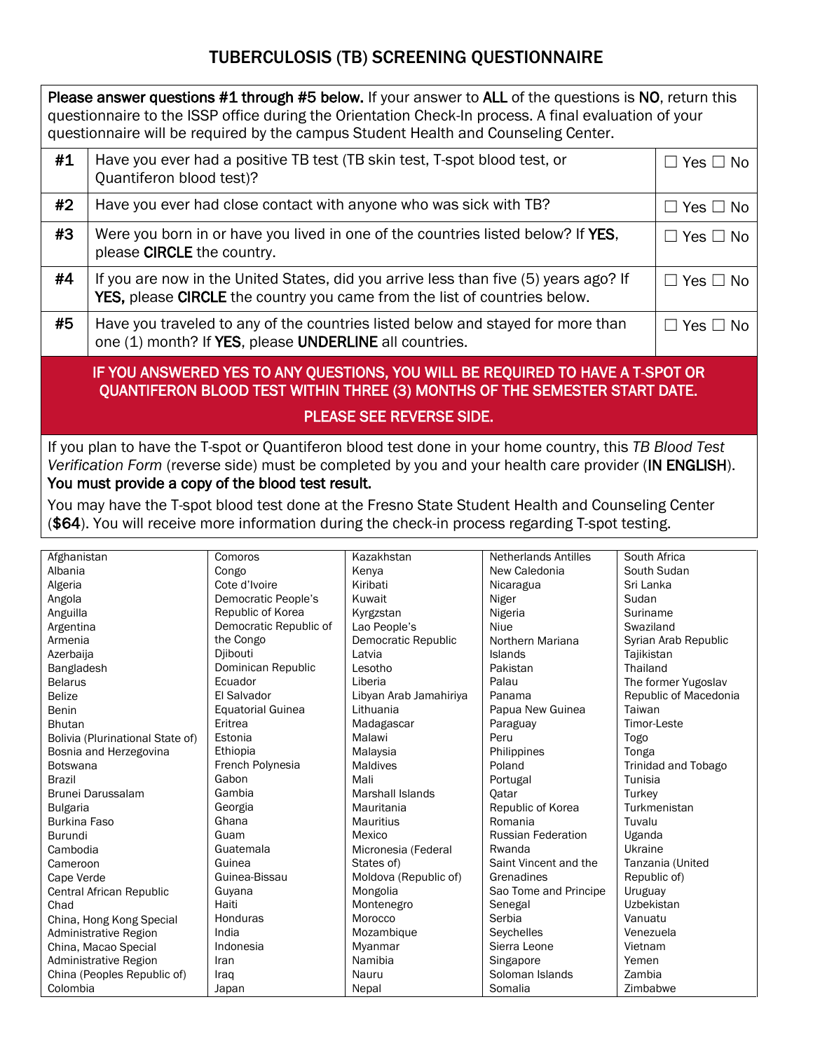# TUBERCULOSIS (TB) SCREENING QUESTIONNAIRE

**Please answer questions #1 through #5 below.** If your answer to **ALL** of the questions is **NO**, return this questionnaire to the ISSP office during the Orientation Check-In process. A final evaluation of your questionnaire will be required by the campus Student Health and Counseling Center.

| | | |
|---|---|---|
| **#1** | Have you ever had a positive TB test (TB skin test, T-spot blood test, or Quantiferon blood test)? | ☐ Yes ☐ No |
| **#2** | Have you ever had close contact with anyone who was sick with TB? | ☐ Yes ☐ No |
| **#3** | Were you born in or have you lived in one of the countries listed below? If **YES**, please **CIRCLE** the country. | ☐ Yes ☐ No |
| **#4** | If you are now in the United States, did you arrive less than five (5) years ago? If **YES,** please **CIRCLE** the country you came from the list of countries below. | ☐ Yes ☐ No |
| **#5** | Have you traveled to any of the countries listed below and stayed for more than one (1) month? If **YES**, please **UNDERLINE** all countries. | ☐ Yes ☐ No |

**IF YOU ANSWERED YES TO ANY QUESTIONS, YOU WILL BE REQUIRED TO HAVE A T-SPOT OR QUANTIFERON BLOOD TEST WITHIN THREE (3) MONTHS OF THE SEMESTER START DATE.**

**PLEASE SEE REVERSE SIDE.**

If you plan to have the T-spot or Quantiferon blood test done in your home country, this *TB Blood Test Verification Form* (reverse side) must be completed by you and your health care provider (**IN ENGLISH**). **You must provide a copy of the blood test result.**

You may have the T-spot blood test done at the Fresno State Student Health and Counseling Center (**$64**). You will receive more information during the check-in process regarding T-spot testing.

Afghanistan
Albania
Algeria
Angola
Anguilla
Argentina
Armenia
Azerbaija
Bangladesh
Belarus
Belize
Benin
Bhutan
Bolivia (Plurinational State of)
Bosnia and Herzegovina
Botswana
Brazil
Brunei Darussalam
Bulgaria
Burkina Faso
Burundi
Cambodia
Cameroon
Cape Verde
Central African Republic
Chad
China, Hong Kong Special Administrative Region
China, Macao Special Administrative Region
China (Peoples Republic of)
Colombia
Comoros
Congo
Cote d'Ivoire
Democratic People's Republic of Korea
Democratic Republic of the Congo
Djibouti
Dominican Republic
Ecuador
El Salvador
Equatorial Guinea
Eritrea
Estonia
Ethiopia
French Polynesia
Gabon
Gambia
Georgia
Ghana
Guam
Guatemala
Guinea
Guinea-Bissau
Guyana
Haiti
Honduras
India
Indonesia
Iran
Iraq
Japan
Kazakhstan
Kenya
Kiribati
Kuwait
Kyrgzstan
Lao People's Democratic Republic
Latvia
Lesotho
Liberia
Libyan Arab Jamahiriya
Lithuania
Madagascar
Malawi
Malaysia
Maldives
Mali
Marshall Islands
Mauritania
Mauritius
Mexico
Micronesia (Federal States of)
Moldova (Republic of)
Mongolia
Montenegro
Morocco
Mozambique
Myanmar
Namibia
Nauru
Nepal
Netherlands Antilles
New Caledonia
Nicaragua
Niger
Nigeria
Niue
Northern Mariana Islands
Pakistan
Palau
Panama
Papua New Guinea
Paraguay
Peru
Philippines
Poland
Portugal
Qatar
Republic of Korea
Romania
Russian Federation
Rwanda
Saint Vincent and the Grenadines
Sao Tome and Principe
Senegal
Serbia
Seychelles
Sierra Leone
Singapore
Soloman Islands
Somalia
South Africa
South Sudan
Sri Lanka
Sudan
Suriname
Swaziland
Syrian Arab Republic
Tajikistan
Thailand
The former Yugoslav Republic of Macedonia
Taiwan
Timor-Leste
Togo
Tonga
Trinidad and Tobago
Tunisia
Turkey
Turkmenistan
Tuvalu
Uganda
Ukraine
Tanzania (United Republic of)
Uruguay
Uzbekistan
Vanuatu
Venezuela
Vietnam
Yemen
Zambia
Zimbabwe